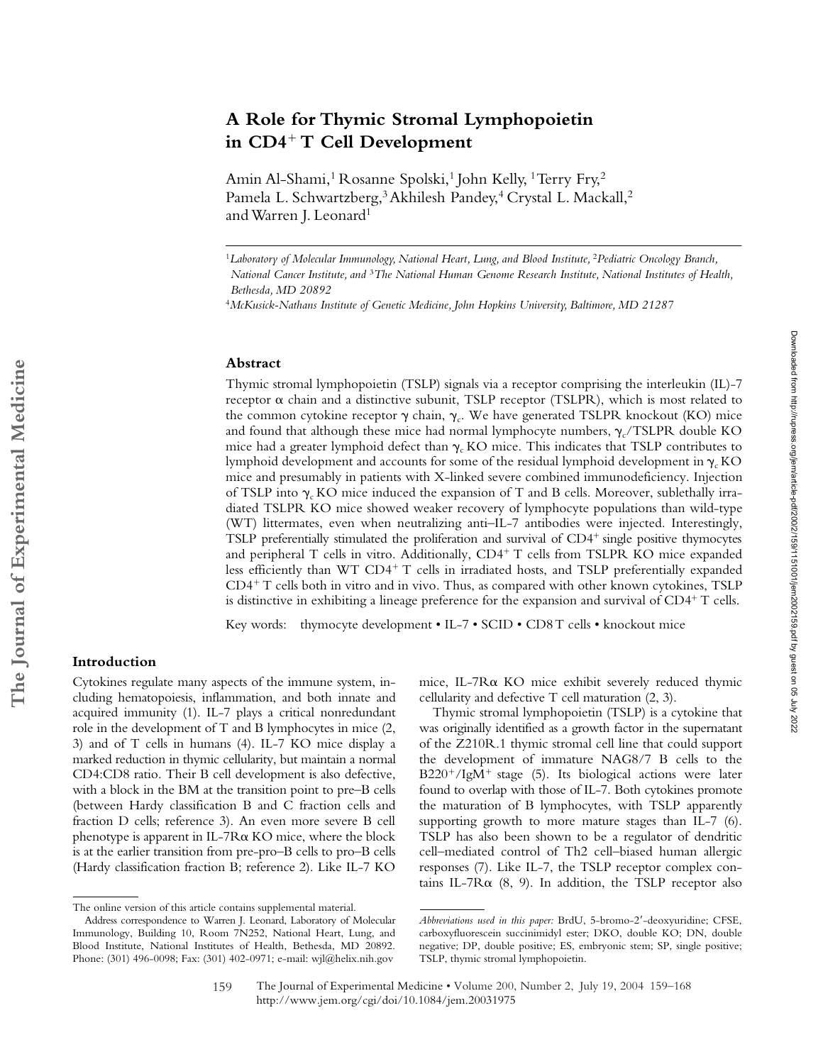# A Role for Thymic Stromal Lymphopoietin in CD4$^+$ T Cell Development

Amin Al-Shami,[1] Rosanne Spolski,[1] John Kelly,[1] Terry Fry,[2] Pamela L. Schwartzberg,[3] Akhilesh Pandey,[4] Crystal L. Mackall,[2] and Warren J. Leonard[1]

[1]*Laboratory of Molecular Immunology, National Heart, Lung, and Blood Institute,* [2]*Pediatric Oncology Branch, National Cancer Institute, and* [3]*The National Human Genome Research Institute, National Institutes of Health, Bethesda, MD 20892*

[4]*McKusick-Nathans Institute of Genetic Medicine, John Hopkins University, Baltimore, MD 21287*

## Abstract

Thymic stromal lymphopoietin (TSLP) signals via a receptor comprising the interleukin (IL)-7 receptor $\alpha$ chain and a distinctive subunit, TSLP receptor (TSLPR), which is most related to the common cytokine receptor $\gamma$ chain, $\gamma_c$. We have generated TSLPR knockout (KO) mice and found that although these mice had normal lymphocyte numbers, $\gamma_c$/TSLPR double KO mice had a greater lymphoid defect than $\gamma_c$ KO mice. This indicates that TSLP contributes to lymphoid development and accounts for some of the residual lymphoid development in $\gamma_c$ KO mice and presumably in patients with X-linked severe combined immunodeficiency. Injection of TSLP into $\gamma_c$ KO mice induced the expansion of T and B cells. Moreover, sublethally irradiated TSLPR KO mice showed weaker recovery of lymphocyte populations than wild-type (WT) littermates, even when neutralizing anti–IL-7 antibodies were injected. Interestingly, TSLP preferentially stimulated the proliferation and survival of CD4$^+$ single positive thymocytes and peripheral T cells in vitro. Additionally, CD4$^+$ T cells from TSLPR KO mice expanded less efficiently than WT CD4$^+$ T cells in irradiated hosts, and TSLP preferentially expanded CD4$^+$ T cells both in vitro and in vivo. Thus, as compared with other known cytokines, TSLP is distinctive in exhibiting a lineage preference for the expansion and survival of CD4$^+$ T cells.

Key words: thymocyte development • IL-7 • SCID • CD8 T cells • knockout mice

## Introduction

Cytokines regulate many aspects of the immune system, including hematopoiesis, inflammation, and both innate and acquired immunity (1). IL-7 plays a critical nonredundant role in the development of T and B lymphocytes in mice (2, 3) and of T cells in humans (4). IL-7 KO mice display a marked reduction in thymic cellularity, but maintain a normal CD4:CD8 ratio. Their B cell development is also defective, with a block in the BM at the transition point to pre–B cells (between Hardy classification B and C fraction cells and fraction D cells; reference 3). An even more severe B cell phenotype is apparent in IL-7R$\alpha$ KO mice, where the block is at the earlier transition from pre-pro–B cells to pro–B cells (Hardy classification fraction B; reference 2). Like IL-7 KO mice, IL-7R$\alpha$ KO mice exhibit severely reduced thymic cellularity and defective T cell maturation (2, 3).

Thymic stromal lymphopoietin (TSLP) is a cytokine that was originally identified as a growth factor in the supernatant of the Z210R.1 thymic stromal cell line that could support the development of immature NAG8/7 B cells to the B220$^+$/IgM$^+$ stage (5). Its biological actions were later found to overlap with those of IL-7. Both cytokines promote the maturation of B lymphocytes, with TSLP apparently supporting growth to more mature stages than IL-7 (6). TSLP has also been shown to be a regulator of dendritic cell–mediated control of Th2 cell–biased human allergic responses (7). Like IL-7, the TSLP receptor complex contains IL-7R$\alpha$ (8, 9). In addition, the TSLP receptor also

The online version of this article contains supplemental material.

Address correspondence to Warren J. Leonard, Laboratory of Molecular Immunology, Building 10, Room 7N252, National Heart, Lung, and Blood Institute, National Institutes of Health, Bethesda, MD 20892. Phone: (301) 496-0098; Fax: (301) 402-0971; e-mail: wjl@helix.nih.gov

*Abbreviations used in this paper:* BrdU, 5-bromo-2′-deoxyuridine; CFSE, carboxyfluorescein succinimidyl ester; DKO, double KO; DN, double negative; DP, double positive; ES, embryonic stem; SP, single positive; TSLP, thymic stromal lymphopoietin.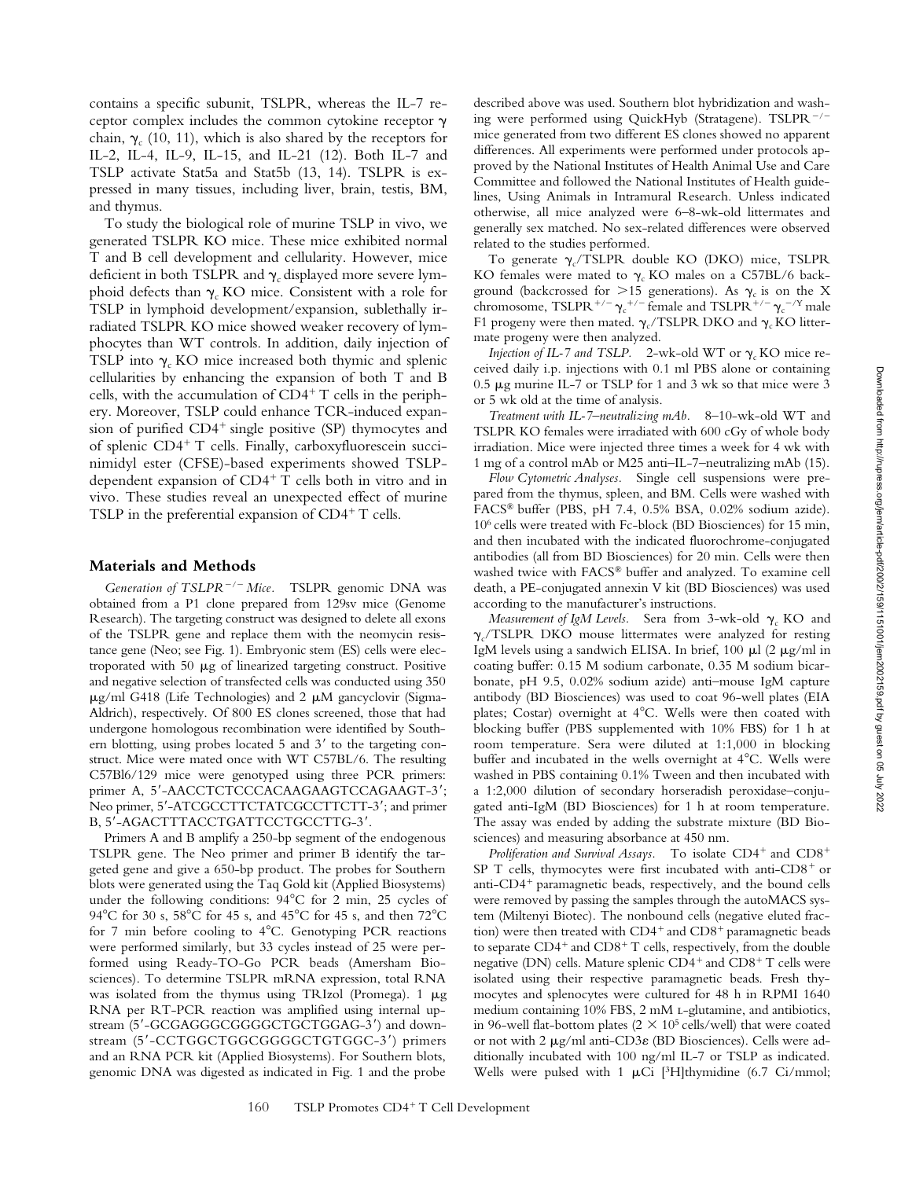contains a specific subunit, TSLPR, whereas the IL-7 receptor complex includes the common cytokine receptor $\gamma$ chain, $\gamma_c$ (10, 11), which is also shared by the receptors for IL-2, IL-4, IL-9, IL-15, and IL-21 (12). Both IL-7 and TSLP activate Stat5a and Stat5b (13, 14). TSLPR is expressed in many tissues, including liver, brain, testis, BM, and thymus.

To study the biological role of murine TSLP in vivo, we generated TSLPR KO mice. These mice exhibited normal T and B cell development and cellularity. However, mice deficient in both TSLPR and $\gamma_c$ displayed more severe lymphoid defects than $\gamma_c$ KO mice. Consistent with a role for TSLP in lymphoid development/expansion, sublethally irradiated TSLPR KO mice showed weaker recovery of lymphocytes than WT controls. In addition, daily injection of TSLP into $\gamma_c$ KO mice increased both thymic and splenic cellularities by enhancing the expansion of both T and B cells, with the accumulation of $CD4^+$ T cells in the periphery. Moreover, TSLP could enhance TCR-induced expansion of purified $CD4^+$ single positive (SP) thymocytes and of splenic $CD4^+$ T cells. Finally, carboxyfluorescein succinimidyl ester (CFSE)-based experiments showed TSLP-dependent expansion of $CD4^+$ T cells both in vitro and in vivo. These studies reveal an unexpected effect of murine TSLP in the preferential expansion of $CD4^+$ T cells.

## Materials and Methods

*Generation of $TSLPR^{-/-}$ Mice.* TSLPR genomic DNA was obtained from a P1 clone prepared from 129sv mice (Genome Research). The targeting construct was designed to delete all exons of the TSLPR gene and replace them with the neomycin resistance gene (Neo; see Fig. 1). Embryonic stem (ES) cells were electroporated with 50 μg of linearized targeting construct. Positive and negative selection of transfected cells was conducted using 350 μg/ml G418 (Life Technologies) and 2 μM gancyclovir (Sigma-Aldrich), respectively. Of 800 ES clones screened, those that had undergone homologous recombination were identified by Southern blotting, using probes located 5 and 3′ to the targeting construct. Mice were mated once with WT C57BL/6. The resulting C57Bl6/129 mice were genotyped using three PCR primers: primer A, 5′-AACCTCTCCCACAAGAAGTCCAGAAGT-3′; Neo primer, 5′-ATCGCCTTCTATCGCCTTCTT-3′; and primer B, 5′-AGACTTTACCTGATTCCTGCCTTG-3′.

Primers A and B amplify a 250-bp segment of the endogenous TSLPR gene. The Neo primer and primer B identify the targeted gene and give a 650-bp product. The probes for Southern blots were generated using the Taq Gold kit (Applied Biosystems) under the following conditions: 94°C for 2 min, 25 cycles of 94°C for 30 s, 58°C for 45 s, and 45°C for 45 s, and then 72°C for 7 min before cooling to 4°C. Genotyping PCR reactions were performed similarly, but 33 cycles instead of 25 were performed using Ready-TO-Go PCR beads (Amersham Biosciences). To determine TSLPR mRNA expression, total RNA was isolated from the thymus using TRIzol (Promega). 1 μg RNA per RT-PCR reaction was amplified using internal upstream (5′-GCGAGGGCGGGGCTGCTGGAG-3′) and downstream (5′-CCTGGCTGGCGGGGCTGTGGC-3′) primers and an RNA PCR kit (Applied Biosystems). For Southern blots, genomic DNA was digested as indicated in Fig. 1 and the probe described above was used. Southern blot hybridization and washing were performed using QuickHyb (Stratagene). $TSLPR^{-/-}$ mice generated from two different ES clones showed no apparent differences. All experiments were performed under protocols approved by the National Institutes of Health Animal Use and Care Committee and followed the National Institutes of Health guidelines, Using Animals in Intramural Research. Unless indicated otherwise, all mice analyzed were 6–8-wk-old littermates and generally sex matched. No sex-related differences were observed related to the studies performed.

To generate $\gamma_c$/TSLPR double KO (DKO) mice, TSLPR KO females were mated to $\gamma_c$ KO males on a C57BL/6 background (backcrossed for >15 generations). As $\gamma_c$ is on the X chromosome, $TSLPR^{+/-}\gamma_c^{+/-}$ female and $TSLPR^{+/-}\gamma_c^{-/Y}$ male F1 progeny were then mated. $\gamma_c$/TSLPR DKO and $\gamma_c$ KO littermate progeny were then analyzed.

*Injection of IL-7 and TSLP.* 2-wk-old WT or $\gamma_c$ KO mice received daily i.p. injections with 0.1 ml PBS alone or containing 0.5 μg murine IL-7 or TSLP for 1 and 3 wk so that mice were 3 or 5 wk old at the time of analysis.

*Treatment with IL-7–neutralizing mAb.* 8–10-wk-old WT and TSLPR KO females were irradiated with 600 cGy of whole body irradiation. Mice were injected three times a week for 4 wk with 1 mg of a control mAb or M25 anti–IL-7–neutralizing mAb (15).

*Flow Cytometric Analyses.* Single cell suspensions were prepared from the thymus, spleen, and BM. Cells were washed with FACS® buffer (PBS, pH 7.4, 0.5% BSA, 0.02% sodium azide). $10^6$ cells were treated with Fc-block (BD Biosciences) for 15 min, and then incubated with the indicated fluorochrome-conjugated antibodies (all from BD Biosciences) for 20 min. Cells were then washed twice with FACS® buffer and analyzed. To examine cell death, a PE-conjugated annexin V kit (BD Biosciences) was used according to the manufacturer's instructions.

*Measurement of IgM Levels.* Sera from 3-wk-old $\gamma_c$ KO and $\gamma_c$/TSLPR DKO mouse littermates were analyzed for resting IgM levels using a sandwich ELISA. In brief, 100 μl (2 μg/ml in coating buffer: 0.15 M sodium carbonate, 0.35 M sodium bicarbonate, pH 9.5, 0.02% sodium azide) anti–mouse IgM capture antibody (BD Biosciences) was used to coat 96-well plates (EIA plates; Costar) overnight at 4°C. Wells were then coated with blocking buffer (PBS supplemented with 10% FBS) for 1 h at room temperature. Sera were diluted at 1:1,000 in blocking buffer and incubated in the wells overnight at 4°C. Wells were washed in PBS containing 0.1% Tween and then incubated with a 1:2,000 dilution of secondary horseradish peroxidase–conjugated anti-IgM (BD Biosciences) for 1 h at room temperature. The assay was ended by adding the substrate mixture (BD Biosciences) and measuring absorbance at 450 nm.

*Proliferation and Survival Assays.* To isolate $CD4^+$ and $CD8^+$ SP T cells, thymocytes were first incubated with anti-$CD8^+$ or anti-$CD4^+$ paramagnetic beads, respectively, and the bound cells were removed by passing the samples through the autoMACS system (Miltenyi Biotec). The nonbound cells (negative eluted fraction) were then treated with $CD4^+$ and $CD8^+$ paramagnetic beads to separate $CD4^+$ and $CD8^+$ T cells, respectively, from the double negative (DN) cells. Mature splenic $CD4^+$ and $CD8^+$ T cells were isolated using their respective paramagnetic beads. Fresh thymocytes and splenocytes were cultured for 48 h in RPMI 1640 medium containing 10% FBS, 2 mM L-glutamine, and antibiotics, in 96-well flat-bottom plates ($2 \times 10^5$ cells/well) that were coated or not with 2 μg/ml anti-CD3ε (BD Biosciences). Cells were additionally incubated with 100 ng/ml IL-7 or TSLP as indicated. Wells were pulsed with 1 μCi [$^3$H]thymidine (6.7 Ci/mmol;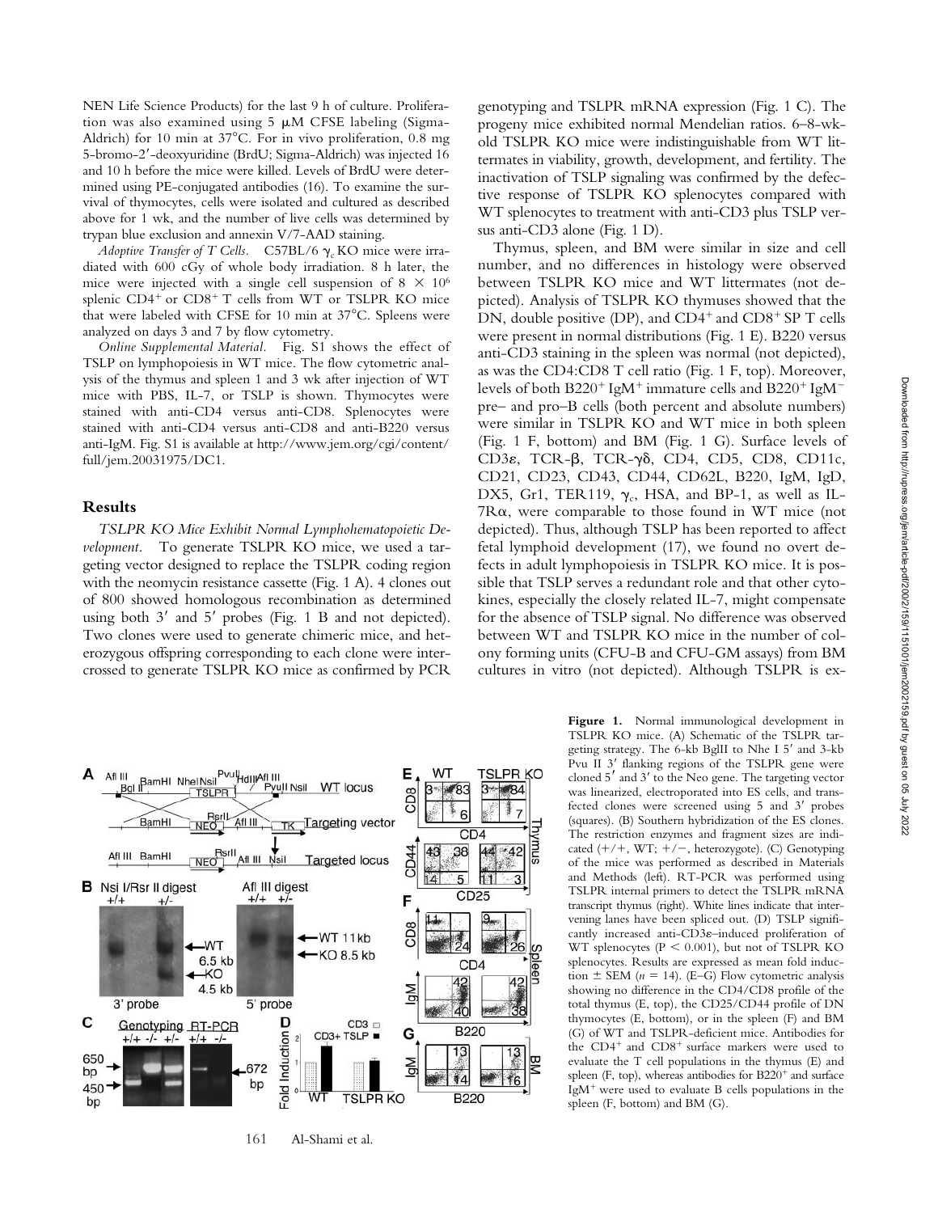NEN Life Science Products) for the last 9 h of culture. Proliferation was also examined using 5 μM CFSE labeling (Sigma-Aldrich) for 10 min at 37°C. For in vivo proliferation, 0.8 mg 5-bromo-2′-deoxyuridine (BrdU; Sigma-Aldrich) was injected 16 and 10 h before the mice were killed. Levels of BrdU were determined using PE-conjugated antibodies (16). To examine the survival of thymocytes, cells were isolated and cultured as described above for 1 wk, and the number of live cells was determined by trypan blue exclusion and annexin V/7-AAD staining.

*Adoptive Transfer of T Cells.* C57BL/6 $\gamma_c$ KO mice were irradiated with 600 cGy of whole body irradiation. 8 h later, the mice were injected with a single cell suspension of $8 \times 10^6$ splenic CD4+ or CD8+ T cells from WT or TSLPR KO mice that were labeled with CFSE for 10 min at 37°C. Spleens were analyzed on days 3 and 7 by flow cytometry.

*Online Supplemental Material.* Fig. S1 shows the effect of TSLP on lymphopoiesis in WT mice. The flow cytometric analysis of the thymus and spleen 1 and 3 wk after injection of WT mice with PBS, IL-7, or TSLP is shown. Thymocytes were stained with anti-CD4 versus anti-CD8. Splenocytes were stained with anti-CD4 versus anti-CD8 and anti-B220 versus anti-IgM. Fig. S1 is available at http://www.jem.org/cgi/content/full/jem.20031975/DC1.

## Results

*TSLPR KO Mice Exhibit Normal Lymphohematopoietic Development.* To generate TSLPR KO mice, we used a targeting vector designed to replace the TSLPR coding region with the neomycin resistance cassette (Fig. 1 A). 4 clones out of 800 showed homologous recombination as determined using both 3′ and 5′ probes (Fig. 1 B and not depicted). Two clones were used to generate chimeric mice, and heterozygous offspring corresponding to each clone were intercrossed to generate TSLPR KO mice as confirmed by PCR genotyping and TSLPR mRNA expression (Fig. 1 C). The progeny mice exhibited normal Mendelian ratios. 6–8-wk-old TSLPR KO mice were indistinguishable from WT littermates in viability, growth, development, and fertility. The inactivation of TSLP signaling was confirmed by the defective response of TSLPR KO splenocytes compared with WT splenocytes to treatment with anti-CD3 plus TSLP versus anti-CD3 alone (Fig. 1 D).

Thymus, spleen, and BM were similar in size and cell number, and no differences in histology were observed between TSLPR KO mice and WT littermates (not depicted). Analysis of TSLPR KO thymuses showed that the DN, double positive (DP), and CD4+ and CD8+ SP T cells were present in normal distributions (Fig. 1 E). B220 versus anti-CD3 staining in the spleen was normal (not depicted), as was the CD4:CD8 T cell ratio (Fig. 1 F, top). Moreover, levels of both B220+ IgM+ immature cells and B220+ IgM− pre– and pro–B cells (both percent and absolute numbers) were similar in TSLPR KO and WT mice in both spleen (Fig. 1 F, bottom) and BM (Fig. 1 G). Surface levels of CD3ε, TCR-β, TCR-γδ, CD4, CD5, CD8, CD11c, CD21, CD23, CD43, CD44, CD62L, B220, IgM, IgD, DX5, Gr1, TER119, $\gamma_c$, HSA, and BP-1, as well as IL-7Rα, were comparable to those found in WT mice (not depicted). Thus, although TSLP has been reported to affect fetal lymphoid development (17), we found no overt defects in adult lymphopoiesis in TSLPR KO mice. It is possible that TSLP serves a redundant role and that other cytokines, especially the closely related IL-7, might compensate for the absence of TSLP signal. No difference was observed between WT and TSLPR KO mice in the number of colony forming units (CFU-B and CFU-GM assays) from BM cultures in vitro (not depicted). Although TSLPR is ex-

**Figure 1.** Normal immunological development in TSLPR KO mice. (A) Schematic of the TSLPR targeting strategy. The 6-kb BglII to Nhe I 5′ and 3-kb Pvu II 3′ flanking regions of the TSLPR gene were cloned 5′ and 3′ to the Neo gene. The targeting vector was linearized, electroporated into ES cells, and transfected clones were screened using 5 and 3′ probes (squares). (B) Southern hybridization of the ES clones. The restriction enzymes and fragment sizes are indicated (+/+, WT; +/−, heterozygote). (C) Genotyping of the mice was performed as described in Materials and Methods (left). RT-PCR was performed using TSLPR internal primers to detect the TSLPR mRNA transcript thymus (right). White lines indicate that intervening lanes have been spliced out. (D) TSLP significantly increased anti-CD3ε–induced proliferation of WT splenocytes ($P < 0.001$), but not of TSLPR KO splenocytes. Results are expressed as mean fold induction ± SEM ($n = 14$). (E–G) Flow cytometric analysis showing no difference in the CD4/CD8 profile of the total thymus (E, top), the CD25/CD44 profile of DN thymocytes (E, bottom), or in the spleen (F) and BM (G) of WT and TSLPR-deficient mice. Antibodies for the CD4+ and CD8+ surface markers were used to evaluate the T cell populations in the thymus (E) and spleen (F, top), whereas antibodies for B220+ and surface IgM+ were used to evaluate B cells populations in the spleen (F, bottom) and BM (G).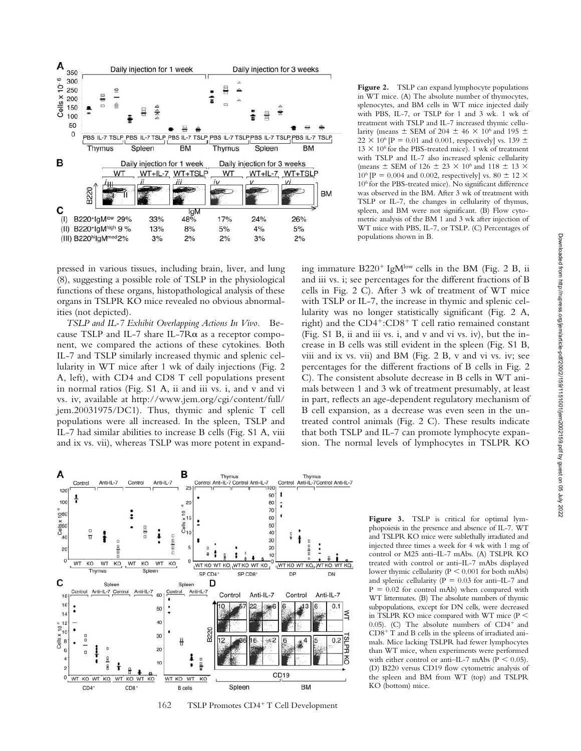**Figure 2.** TSLP can expand lymphocyte populations in WT mice. (A) The absolute number of thymocytes, splenocytes, and BM cells in WT mice injected daily with PBS, IL-7, or TSLP for 1 and 3 wk. 1 wk of treatment with TSLP and IL-7 increased thymic cellularity (means ± SEM of 204 ± 46 × $10^6$ and 195 ± 22 × $10^6$ [P = 0.01 and 0.001, respectively] vs. 139 ± 13 × $10^6$ for the PBS-treated mice). 1 wk of treatment with TSLP and IL-7 also increased splenic cellularity (means ± SEM of 126 ± 23 × $10^6$ and 118 ± 13 × $10^6$ [P = 0.004 and 0.002, respectively] vs. 80 ± 12 × $10^6$ for the PBS-treated mice). No significant difference was observed in the BM. After 3 wk of treatment with TSLP or IL-7, the changes in cellularity of thymus, spleen, and BM were not significant. (B) Flow cytometric analysis of the BM 1 and 3 wk after injection of WT mice with PBS, IL-7, or TSLP. (C) Percentages of populations shown in B.

| | Daily injection for 1 week | | | Daily injection for 3 weeks | | |
|---|---|---|---|---|---|---|
| | WT | WT+IL-7 | WT+TSLP | WT | WT+IL-7 | WT+TSLP |
| (I) B220+IgM[low] | 29% | 33% | 48% | 17% | 24% | 26% |
| (II) B220+IgM[high] | 9 % | 13% | 8% | 5% | 4% | 5% |
| (III) B220[hi]IgM[med] | 2% | 3% | 2% | 2% | 3% | 2% |

pressed in various tissues, including brain, liver, and lung (8), suggesting a possible role of TSLP in the physiological functions of these organs, histopathological analysis of these organs in TSLPR KO mice revealed no obvious abnormalities (not depicted).

*TSLP and IL-7 Exhibit Overlapping Actions In Vivo.* Because TSLP and IL-7 share IL-7Rα as a receptor component, we compared the actions of these cytokines. Both IL-7 and TSLP similarly increased thymic and splenic cellularity in WT mice after 1 wk of daily injections (Fig. 2 A, left), with CD4 and CD8 T cell populations present in normal ratios (Fig. S1 A, ii and iii vs. i, and v and vi vs. iv, available at http://www.jem.org/cgi/content/full/jem.20031975/DC1). Thus, thymic and splenic T cell populations were all increased. In the spleen, TSLP and IL-7 had similar abilities to increase B cells (Fig. S1 A, viii and ix vs. vii), whereas TSLP was more potent in expanding immature B220+ IgM[low] cells in the BM (Fig. 2 B, ii and iii vs. i; see percentages for the different fractions of B cells in Fig. 2 C). After 3 wk of treatment of WT mice with TSLP or IL-7, the increase in thymic and splenic cellularity was no longer statistically significant (Fig. 2 A, right) and the CD4+:CD8+ T cell ratio remained constant (Fig. S1 B, ii and iii vs. i, and v and vi vs. iv), but the increase in B cells was still evident in the spleen (Fig. S1 B, viii and ix vs. vii) and BM (Fig. 2 B, v and vi vs. iv; see percentages for the different fractions of B cells in Fig. 2 C). The consistent absolute decrease in B cells in WT animals between 1 and 3 wk of treatment presumably, at least in part, reflects an age-dependent regulatory mechanism of B cell expansion, as a decrease was even seen in the untreated control animals (Fig. 2 C). These results indicate that both TSLP and IL-7 can promote lymphocyte expansion. The normal levels of lymphocytes in TSLPR KO

**Figure 3.** TSLP is critical for optimal lymphopoiesis in the presence and absence of IL-7. WT and TSLPR KO mice were sublethally irradiated and injected three times a week for 4 wk with 1 mg of control or M25 anti–IL-7 mAbs. (A) TSLPR KO treated with control or anti–IL-7 mAbs displayed lower thymic cellularity (P < 0.001 for both mAbs) and splenic cellularity (P = 0.03 for anti–IL-7 and P = 0.02 for control mAb) when compared with WT littermates. (B) The absolute numbers of thymic subpopulations, except for DN cells, were decreased in TSLPR KO mice compared with WT mice (P < 0.05). (C) The absolute numbers of CD4+ and CD8+ T and B cells in the spleens of irradiated animals. Mice lacking TSLPR had fewer lymphocytes than WT mice, when experiments were performed with either control or anti–IL-7 mAbs (P < 0.05). (D) B220 versus CD19 flow cytometric analysis of the spleen and BM from WT (top) and TSLPR KO (bottom) mice.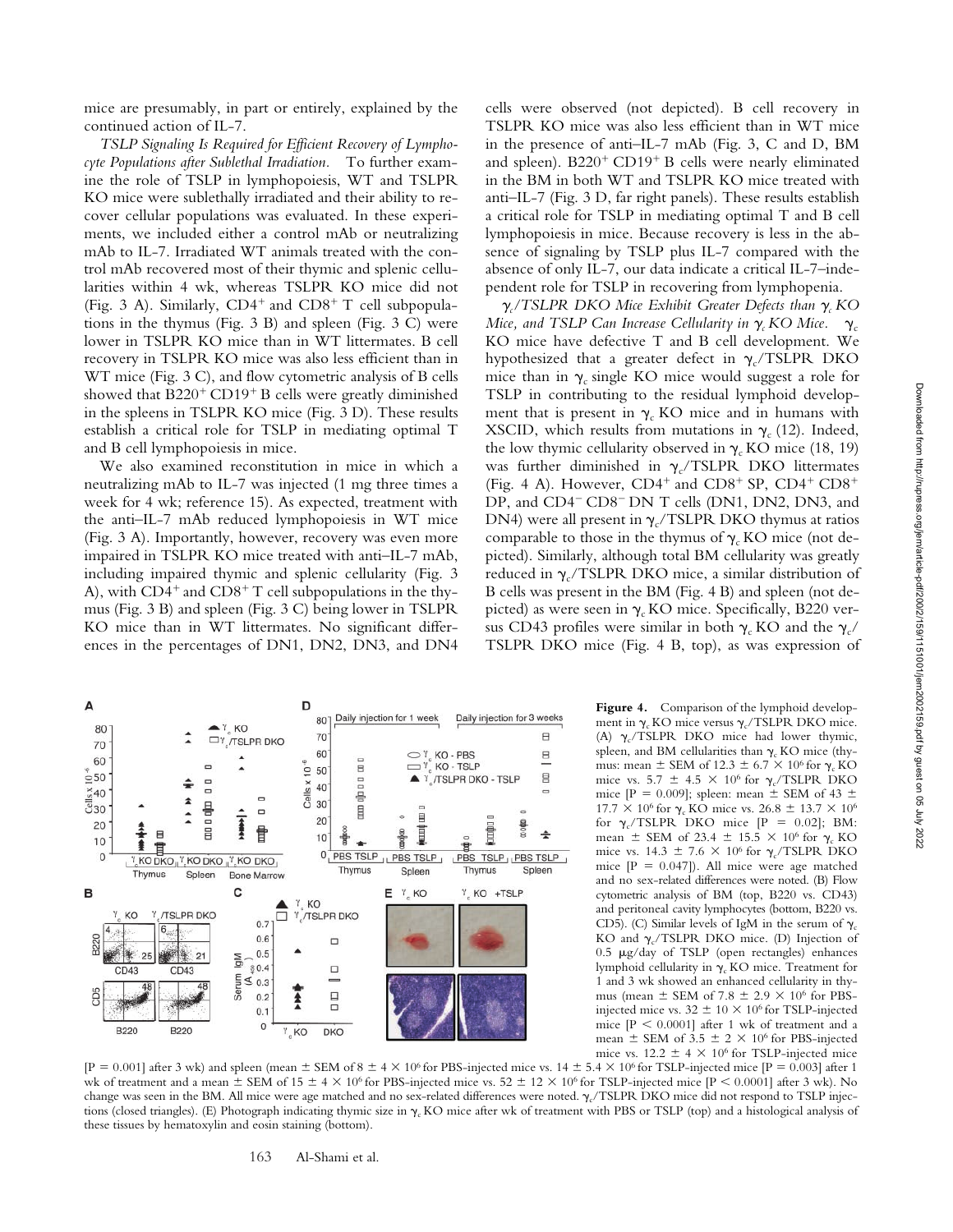mice are presumably, in part or entirely, explained by the continued action of IL-7.

*TSLP Signaling Is Required for Efficient Recovery of Lymphocyte Populations after Sublethal Irradiation.* To further examine the role of TSLP in lymphopoiesis, WT and TSLPR KO mice were sublethally irradiated and their ability to recover cellular populations was evaluated. In these experiments, we included either a control mAb or neutralizing mAb to IL-7. Irradiated WT animals treated with the control mAb recovered most of their thymic and splenic cellularities within 4 wk, whereas TSLPR KO mice did not (Fig. 3 A). Similarly, $CD4^+$ and $CD8^+$ T cell subpopulations in the thymus (Fig. 3 B) and spleen (Fig. 3 C) were lower in TSLPR KO mice than in WT littermates. B cell recovery in TSLPR KO mice was also less efficient than in WT mice (Fig. 3 C), and flow cytometric analysis of B cells showed that $B220^+$ $CD19^+$ B cells were greatly diminished in the spleens in TSLPR KO mice (Fig. 3 D). These results establish a critical role for TSLP in mediating optimal T and B cell lymphopoiesis in mice.

We also examined reconstitution in mice in which a neutralizing mAb to IL-7 was injected (1 mg three times a week for 4 wk; reference 15). As expected, treatment with the anti–IL-7 mAb reduced lymphopoiesis in WT mice (Fig. 3 A). Importantly, however, recovery was even more impaired in TSLPR KO mice treated with anti–IL-7 mAb, including impaired thymic and splenic cellularity (Fig. 3 A), with $CD4^+$ and $CD8^+$ T cell subpopulations in the thymus (Fig. 3 B) and spleen (Fig. 3 C) being lower in TSLPR KO mice than in WT littermates. No significant differences in the percentages of DN1, DN2, DN3, and DN4 cells were observed (not depicted). B cell recovery in TSLPR KO mice was also less efficient than in WT mice in the presence of anti–IL-7 mAb (Fig. 3, C and D, BM and spleen). $B220^+$ $CD19^+$ B cells were nearly eliminated in the BM in both WT and TSLPR KO mice treated with anti–IL-7 (Fig. 3 D, far right panels). These results establish a critical role for TSLP in mediating optimal T and B cell lymphopoiesis in mice. Because recovery is less in the absence of signaling by TSLP plus IL-7 compared with the absence of only IL-7, our data indicate a critical IL-7–independent role for TSLP in recovering from lymphopenia.

*$\gamma_c$/TSLPR DKO Mice Exhibit Greater Defects than $\gamma_c$ KO Mice, and TSLP Can Increase Cellularity in $\gamma_c$ KO Mice.* $\gamma_c$ KO mice have defective T and B cell development. We hypothesized that a greater defect in $\gamma_c$/TSLPR DKO mice than in $\gamma_c$ single KO mice would suggest a role for TSLP in contributing to the residual lymphoid development that is present in $\gamma_c$ KO mice and in humans with XSCID, which results from mutations in $\gamma_c$ (12). Indeed, the low thymic cellularity observed in $\gamma_c$ KO mice (18, 19) was further diminished in $\gamma_c$/TSLPR DKO litermates (Fig. 4 A). However, $CD4^+$ and $CD8^+$ SP, $CD4^+$ $CD8^+$ DP, and $CD4^-$ $CD8^-$ DN T cells (DN1, DN2, DN3, and DN4) were all present in $\gamma_c$/TSLPR DKO thymus at ratios comparable to those in the thymus of $\gamma_c$ KO mice (not depicted). Similarly, although total BM cellularity was greatly reduced in $\gamma_c$/TSLPR DKO mice, a similar distribution of B cells was present in the BM (Fig. 4 B) and spleen (not depicted) as were seen in $\gamma_c$ KO mice. Specifically, B220 versus CD43 profiles were similar in both $\gamma_c$ KO and the $\gamma_c$/TSLPR DKO mice (Fig. 4 B, top), as was expression of

**Figure 4.** Comparison of the lymphoid development in $\gamma_c$ KO mice versus $\gamma_c$/TSLPR DKO mice. (A) $\gamma_c$/TSLPR DKO mice had lower thymic, spleen, and BM cellularities than $\gamma_c$ KO mice (thymus: mean ± SEM of $12.3 \pm 6.7 \times 10^6$ for $\gamma_c$ KO mice vs. $5.7 \pm 4.5 \times 10^6$ for $\gamma_c$/TSLPR DKO mice [$P = 0.009$]; spleen: mean ± SEM of $43 \pm 17.7 \times 10^6$ for $\gamma_c$ KO mice vs. $26.8 \pm 13.7 \times 10^6$ for $\gamma_c$/TSLPR DKO mice [$P = 0.02$]; BM: mean ± SEM of $23.4 \pm 15.5 \times 10^6$ for $\gamma_c$ KO mice vs. $14.3 \pm 7.6 \times 10^6$ for $\gamma_c$/TSLPR DKO mice [$P = 0.047$]). All mice were age matched and no sex-related differences were noted. (B) Flow cytometric analysis of BM (top, B220 vs. CD43) and peritoneal cavity lymphocytes (bottom, B220 vs. CD5). (C) Similar levels of IgM in the serum of $\gamma_c$ KO and $\gamma_c$/TSLPR DKO mice. (D) Injection of 0.5 μg/day of TSLP (open rectangles) enhances lymphoid cellularity in $\gamma_c$ KO mice. Treatment for 1 and 3 wk showed an enhanced cellularity in thymus (mean ± SEM of $7.8 \pm 2.9 \times 10^6$ for PBS-injected mice vs. $32 \pm 10 \times 10^6$ for TSLP-injected mice [$P < 0.0001$] after 1 wk of treatment and a mean ± SEM of $3.5 \pm 2 \times 10^6$ for PBS-injected mice vs. $12.2 \pm 4 \times 10^6$ for TSLP-injected mice [$P = 0.001$] after 3 wk) and spleen (mean ± SEM of $8 \pm 4 \times 10^6$ for PBS-injected mice vs. $14 \pm 5.4 \times 10^6$ for TSLP-injected mice [$P = 0.003$] after 1 wk of treatment and a mean ± SEM of $15 \pm 4 \times 10^6$ for PBS-injected mice vs. $52 \pm 12 \times 10^6$ for TSLP-injected mice [$P < 0.0001$] after 3 wk). No change was seen in the BM. All mice were age matched and no sex-related differences were noted. $\gamma_c$/TSLPR DKO mice did not respond to TSLP injections (closed triangles). (E) Photograph indicating thymic size in $\gamma_c$ KO mice after wk of treatment with PBS or TSLP (top) and a histological analysis of these tissues by hematoxylin and eosin staining (bottom).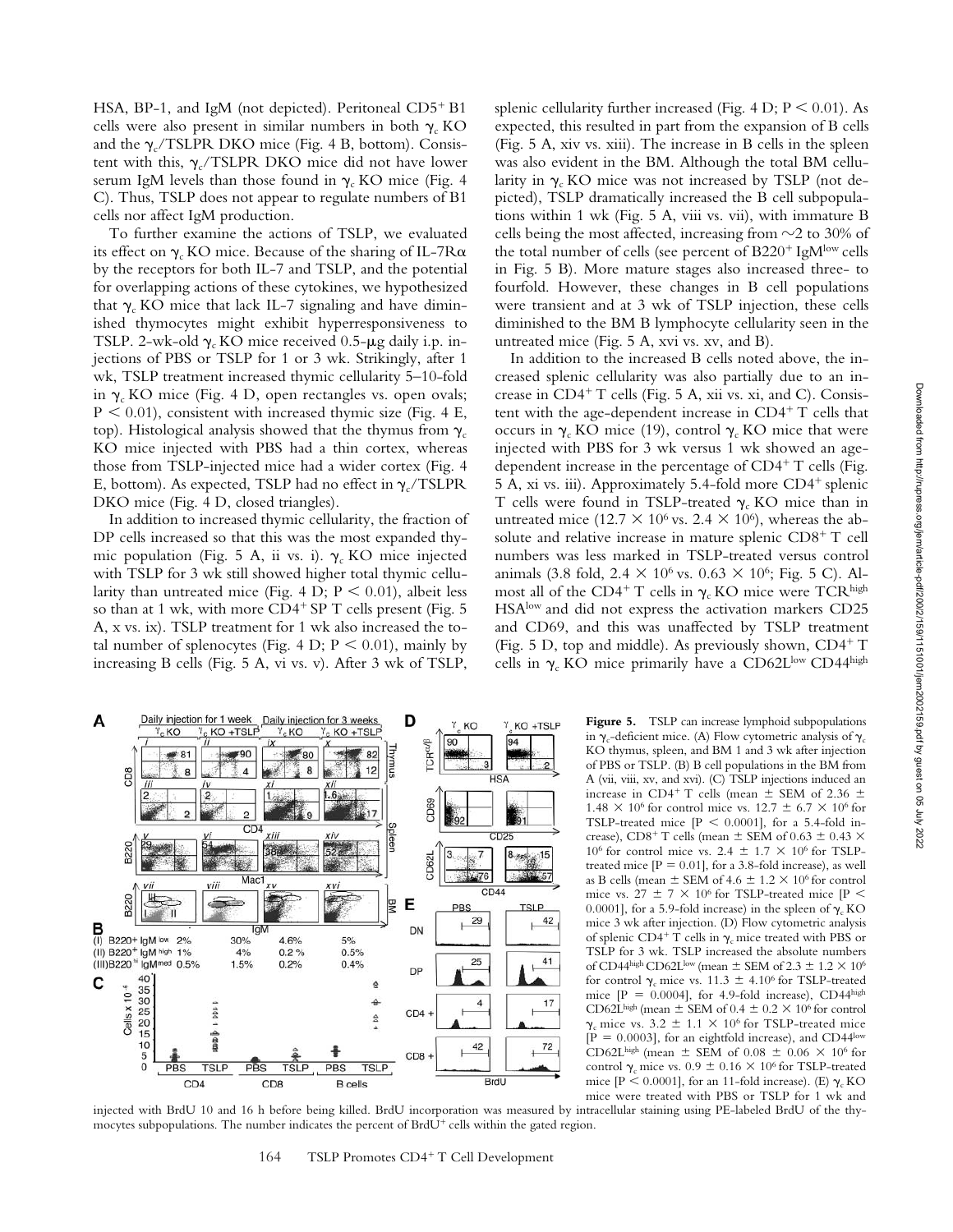HSA, BP-1, and IgM (not depicted). Peritoneal $CD5^+$ B1 cells were also present in similar numbers in both $\gamma_c$ KO and the $\gamma_c$/TSLPR DKO mice (Fig. 4 B, bottom). Consistent with this, $\gamma_c$/TSLPR DKO mice did not have lower serum IgM levels than those found in $\gamma_c$ KO mice (Fig. 4 C). Thus, TSLP does not appear to regulate numbers of B1 cells nor affect IgM production.

To further examine the actions of TSLP, we evaluated its effect on $\gamma_c$ KO mice. Because of the sharing of IL-7R$\alpha$ by the receptors for both IL-7 and TSLP, and the potential for overlapping actions of these cytokines, we hypothesized that $\gamma_c$ KO mice that lack IL-7 signaling and have diminished thymocytes might exhibit hyperresponsiveness to TSLP. 2-wk-old $\gamma_c$ KO mice received 0.5-μg daily i.p. injections of PBS or TSLP for 1 or 3 wk. Strikingly, after 1 wk, TSLP treatment increased thymic cellularity 5–10-fold in $\gamma_c$ KO mice (Fig. 4 D, open rectangles vs. open ovals; $P < 0.01$), consistent with increased thymic size (Fig. 4 E, top). Histological analysis showed that the thymus from $\gamma_c$ KO mice injected with PBS had a thin cortex, whereas those from TSLP-injected mice had a wider cortex (Fig. 4 E, bottom). As expected, TSLP had no effect in $\gamma_c$/TSLPR DKO mice (Fig. 4 D, closed triangles).

In addition to increased thymic cellularity, the fraction of DP cells increased so that this was the most expanded thymic population (Fig. 5 A, ii vs. i). $\gamma_c$ KO mice injected with TSLP for 3 wk still showed higher total thymic cellularity than untreated mice (Fig. 4 D; $P < 0.01$), albeit less so than at 1 wk, with more $CD4^+$ SP T cells present (Fig. 5 A, x vs. ix). TSLP treatment for 1 wk also increased the total number of splenocytes (Fig. 4 D; $P < 0.01$), mainly by increasing B cells (Fig. 5 A, vi vs. v). After 3 wk of TSLP, splenic cellularity further increased (Fig. 4 D; $P < 0.01$). As expected, this resulted in part from the expansion of B cells (Fig. 5 A, xiv vs. xiii). The increase in B cells in the spleen was also evident in the BM. Although the total BM cellularity in $\gamma_c$ KO mice was not increased by TSLP (not depicted), TSLP dramatically increased the B cell subpopulations within 1 wk (Fig. 5 A, viii vs. vii), with immature B cells being the most affected, increasing from ~2 to 30% of the total number of cells (see percent of $B220^+$ $IgM^{low}$ cells in Fig. 5 B). More mature stages also increased three- to fourfold. However, these changes in B cell populations were transient and at 3 wk of TSLP injection, these cells diminished to the BM B lymphocyte cellularity seen in the untreated mice (Fig. 5 A, xvi vs. xv, and B).

In addition to the increased B cells noted above, the increased splenic cellularity was also partially due to an increase in $CD4^+$ T cells (Fig. 5 A, xii vs. xi, and C). Consistent with the age-dependent increase in $CD4^+$ T cells that occurs in $\gamma_c$ KO mice (19), control $\gamma_c$ KO mice that were injected with PBS for 3 wk versus 1 wk showed an age-dependent increase in the percentage of $CD4^+$ T cells (Fig. 5 A, xi vs. iii). Approximately 5.4-fold more $CD4^+$ splenic T cells were found in TSLP-treated $\gamma_c$ KO mice than in untreated mice ($12.7 \times 10^6$ vs. $2.4 \times 10^6$), whereas the absolute and relative increase in mature splenic $CD8^+$ T cell numbers was less marked in TSLP-treated versus control animals (3.8 fold, $2.4 \times 10^6$ vs. $0.63 \times 10^6$; Fig. 5 C). Almost all of the $CD4^+$ T cells in $\gamma_c$ KO mice were $TCR^{high}$ $HSA^{low}$ and did not express the activation markers CD25 and CD69, and this was unaffected by TSLP treatment (Fig. 5 D, top and middle). As previously shown, $CD4^+$ T cells in $\gamma_c$ KO mice primarily have a $CD62L^{low}$ $CD44^{high}$

**Figure 5.** TSLP can increase lymphoid subpopulations in $\gamma_c$-deficient mice. (A) Flow cytometric analysis of $\gamma_c$ KO thymus, spleen, and BM 1 and 3 wk after injection of PBS or TSLP. (B) B cell populations in the BM from A (vii, viii, xv, and xvi). (C) TSLP injections induced an increase in $CD4^+$ T cells (mean ± SEM of $2.36 \pm 1.48 \times 10^6$ for control mice vs. $12.7 \pm 6.7 \times 10^6$ for TSLP-treated mice [$P < 0.0001$], for a 5.4-fold increase), $CD8^+$ T cells (mean ± SEM of $0.63 \pm 0.43 \times 10^6$ for control mice vs. $2.4 \pm 1.7 \times 10^6$ for TSLP-treated mice [$P = 0.01$], for a 3.8-fold increase), as well as B cells (mean ± SEM of $4.6 \pm 1.2 \times 10^6$ for control mice vs. $27 \pm 7 \times 10^6$ for TSLP-treated mice [$P < 0.0001$], for a 5.9-fold increase) in the spleen of $\gamma_c$ KO mice 3 wk after injection. (D) Flow cytometric analysis of splenic $CD4^+$ T cells in $\gamma_c$ mice treated with PBS or TSLP for 3 wk. TSLP increased the absolute numbers of $CD44^{high}$ $CD62L^{low}$ (mean ± SEM of $2.3 \pm 1.2 \times 10^6$ for control $\gamma_c$ mice vs. $11.3 \pm 4.10^6$ for TSLP-treated mice [$P = 0.0004$], for 4.9-fold increase), $CD44^{high}$ $CD62L^{high}$ (mean ± SEM of $0.4 \pm 0.2 \times 10^6$ for control $\gamma_c$ mice vs. $3.2 \pm 1.1 \times 10^6$ for TSLP-treated mice [$P = 0.0003$], for an eightfold increase), and $CD44^{low}$ $CD62L^{high}$ (mean ± SEM of $0.08 \pm 0.06 \times 10^6$ for control $\gamma_c$ mice vs. $0.9 \pm 0.16 \times 10^6$ for TSLP-treated mice [$P < 0.0001$], for an 11-fold increase). (E) $\gamma_c$ KO mice were treated with PBS or TSLP for 1 wk and injected with BrdU 10 and 16 h before being killed. BrdU incorporation was measured by intracellular staining using PE-labeled BrdU of the thymocytes subpopulations. The number indicates the percent of $BrdU^+$ cells within the gated region.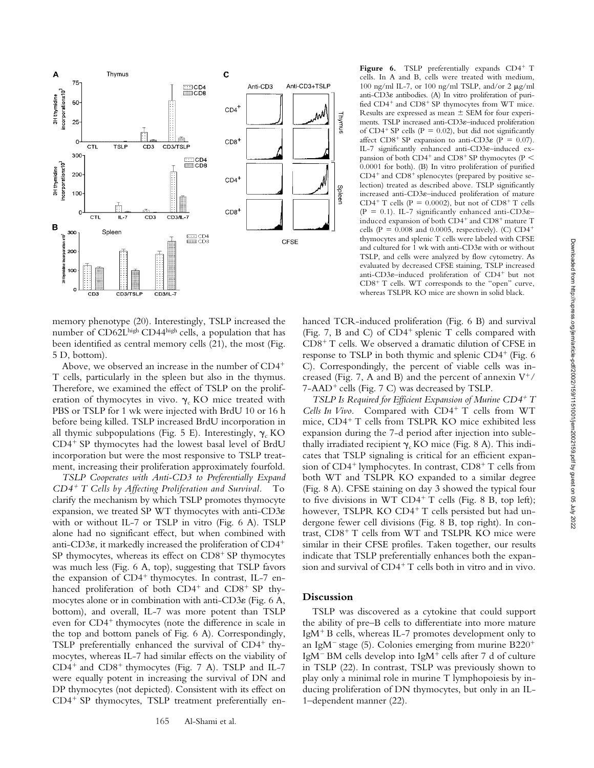**Figure 6.** TSLP preferentially expands $CD4^+$ T cells. In A and B, cells were treated with medium, 100 ng/ml IL-7, or 100 ng/ml TSLP, and/or 2 μg/ml anti-CD3ε antibodies. (A) In vitro proliferation of purified $CD4^+$ and $CD8^+$ SP thymocytes from WT mice. Results are expressed as mean ± SEM for four experiments. TSLP increased anti-CD3ε–induced proliferation of $CD4^+$ SP cells ($P = 0.02$), but did not significantly affect $CD8^+$ SP expansion to anti-CD3ε ($P = 0.07$). IL-7 significantly enhanced anti-CD3ε–induced expansion of both $CD4^+$ and $CD8^+$ SP thymocytes ($P < 0.0001$ for both). (B) In vitro proliferation of purified $CD4^+$ and $CD8^+$ splenocytes (prepared by positive selection) treated as described above. TSLP significantly increased anti-CD3ε–induced proliferation of mature $CD4^+$ T cells ($P = 0.0002$), but not of $CD8^+$ T cells ($P = 0.1$). IL-7 significantly enhanced anti-CD3ε–induced expansion of both $CD4^+$ and $CD8^+$ mature T cells ($P = 0.008$ and 0.0005, respectively). (C) $CD4^+$ thymocytes and splenic T cells were labeled with CFSE and cultured for 1 wk with anti-CD3ε with or without TSLP, and cells were analyzed by flow cytometry. As evaluated by decreased CFSE staining, TSLP increased anti-CD3ε–induced proliferation of $CD4^+$ but not $CD8^+$ T cells. WT corresponds to the "open" curve, whereas TSLPR KO mice are shown in solid black.

memory phenotype (20). Interestingly, TSLP increased the number of CD62L[high] CD44[high] cells, a population that has been identified as central memory cells (21), the most (Fig. 5 D, bottom).

Above, we observed an increase in the number of $CD4^+$ T cells, particularly in the spleen but also in the thymus. Therefore, we examined the effect of TSLP on the proliferation of thymocytes in vivo. $\gamma_c$ KO mice treated with PBS or TSLP for 1 wk were injected with BrdU 10 or 16 h before being killed. TSLP increased BrdU incorporation in all thymic subpopulations (Fig. 5 E). Interestingly, $\gamma_c$ KO $CD4^+$ SP thymocytes had the lowest basal level of BrdU incorporation but were the most responsive to TSLP treatment, increasing their proliferation approximately fourfold.

*TSLP Cooperates with Anti-CD3 to Preferentially Expand $CD4^+$ T Cells by Affecting Proliferation and Survival.* To clarify the mechanism by which TSLP promotes thymocyte expansion, we treated SP WT thymocytes with anti-CD3ε with or without IL-7 or TSLP in vitro (Fig. 6 A). TSLP alone had no significant effect, but when combined with anti-CD3ε, it markedly increased the proliferation of $CD4^+$ SP thymocytes, whereas its effect on $CD8^+$ SP thymocytes was much less (Fig. 6 A, top), suggesting that TSLP favors the expansion of $CD4^+$ thymocytes. In contrast, IL-7 enhanced proliferation of both $CD4^+$ and $CD8^+$ SP thymocytes alone or in combination with anti-CD3ε (Fig. 6 A, bottom), and overall, IL-7 was more potent than TSLP even for $CD4^+$ thymocytes (note the difference in scale in the top and bottom panels of Fig. 6 A). Correspondingly, TSLP preferentially enhanced the survival of $CD4^+$ thymocytes, whereas IL-7 had similar effects on the viability of $CD4^+$ and $CD8^+$ thymocytes (Fig. 7 A). TSLP and IL-7 were equally potent in increasing the survival of DN and DP thymocytes (not depicted). Consistent with its effect on $CD4^+$ SP thymocytes, TSLP treatment preferentially enhanced TCR-induced proliferation (Fig. 6 B) and survival (Fig. 7, B and C) of $CD4^+$ splenic T cells compared with $CD8^+$ T cells. We observed a dramatic dilution of CFSE in response to TSLP in both thymic and splenic $CD4^+$ (Fig. 6 C). Correspondingly, the percent of viable cells was increased (Fig. 7, A and B) and the percent of annexin $V^+$/7-AAD$^+$ cells (Fig. 7 C) was decreased by TSLP.

*TSLP Is Required for Efficient Expansion of Murine $CD4^+$ T Cells In Vivo.* Compared with $CD4^+$ T cells from WT mice, $CD4^+$ T cells from TSLPR KO mice exhibited less expansion during the 7-d period after injection into sublethally irradiated recipient $\gamma_c$ KO mice (Fig. 8 A). This indicates that TSLP signaling is critical for an efficient expansion of $CD4^+$ lymphocytes. In contrast, $CD8^+$ T cells from both WT and TSLPR KO expanded to a similar degree (Fig. 8 A). CFSE staining on day 3 showed the typical four to five divisions in WT $CD4^+$ T cells (Fig. 8 B, top left); however, TSLPR KO $CD4^+$ T cells persisted but had undergone fewer cell divisions (Fig. 8 B, top right). In contrast, $CD8^+$ T cells from WT and TSLPR KO mice were similar in their CFSE profiles. Taken together, our results indicate that TSLP preferentially enhances both the expansion and survival of $CD4^+$ T cells both in vitro and in vivo.

## Discussion

TSLP was discovered as a cytokine that could support the ability of pre–B cells to differentiate into more mature $IgM^+$ B cells, whereas IL-7 promotes development only to an $IgM^-$ stage (5). Colonies emerging from murine $B220^+$ $IgM^-$ BM cells develop into $IgM^+$ cells after 7 d of culture in TSLP (22). In contrast, TSLP was previously shown to play only a minimal role in murine T lymphopoiesis by inducing proliferation of DN thymocytes, but only in an IL-1–dependent manner (22).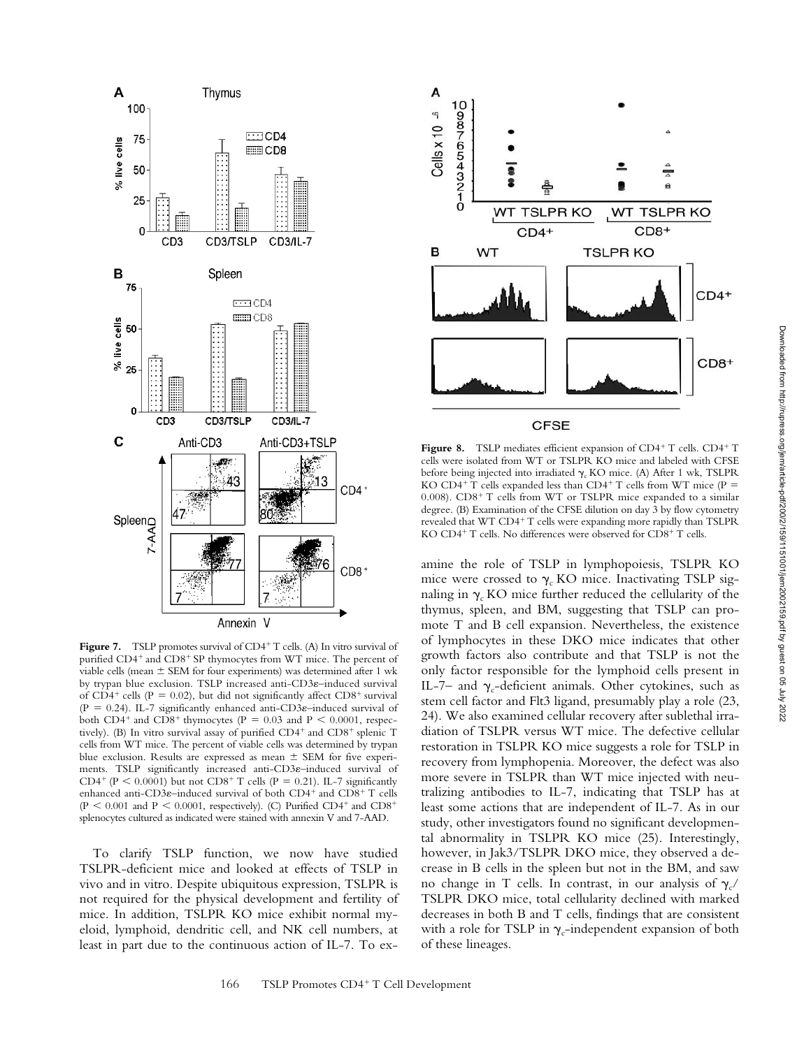**Figure 7.** TSLP promotes survival of CD4$^+$ T cells. (A) In vitro survival of purified CD4$^+$ and CD8$^+$ SP thymocytes from WT mice. The percent of viable cells (mean ± SEM for four experiments) was determined after 1 wk by trypan blue exclusion. TSLP increased anti-CD3ε–induced survival of CD4$^+$ cells ($P = 0.02$), but did not significantly affect CD8$^+$ survival ($P = 0.24$). IL-7 significantly enhanced anti-CD3ε–induced survival of both CD4$^+$ and CD8$^+$ thymocytes ($P = 0.03$ and $P < 0.0001$, respectively). (B) In vitro survival assay of purified CD4$^+$ and CD8$^+$ splenic T cells from WT mice. The percent of viable cells was determined by trypan blue exclusion. Results are expressed as mean ± SEM for five experiments. TSLP significantly increased anti-CD3ε–induced survival of CD4$^+$ ($P < 0.0001$) but not CD8$^+$ T cells ($P = 0.21$). IL-7 significantly enhanced anti-CD3ε–induced survival of both CD4$^+$ and CD8$^+$ T cells ($P < 0.001$ and $P < 0.0001$, respectively). (C) Purified CD4$^+$ and CD8$^+$ splenocytes cultured as indicated were stained with annexin V and 7-AAD.

To clarify TSLP function, we now have studied TSLPR-deficient mice and looked at effects of TSLP in vivo and in vitro. Despite ubiquitous expression, TSLPR is not required for the physical development and fertility of mice. In addition, TSLPR KO mice exhibit normal myeloid, lymphoid, dendritic cell, and NK cell numbers, at least in part due to the continuous action of IL-7. To examine the role of TSLP in lymphopoiesis, TSLPR KO mice were crossed to $\gamma_c$ KO mice. Inactivating TSLP signaling in $\gamma_c$ KO mice further reduced the cellularity of the thymus, spleen, and BM, suggesting that TSLP can promote T and B cell expansion. Nevertheless, the existence of lymphocytes in these DKO mice indicates that other growth factors also contribute and that TSLP is not the only factor responsible for the lymphoid cells present in IL-7– and $\gamma_c$-deficient animals. Other cytokines, such as stem cell factor and Flt3 ligand, presumably play a role (23, 24). We also examined cellular recovery after sublethal irradiation of TSLPR versus WT mice. The defective cellular restoration in TSLPR KO mice suggests a role for TSLP in recovery from lymphopenia. Moreover, the defect was also more severe in TSLPR than WT mice injected with neutralizing antibodies to IL-7, indicating that TSLP has at least some actions that are independent of IL-7. As in our study, other investigators found no significant developmental abnormality in TSLPR KO mice (25). Interestingly, however, in Jak3/TSLPR DKO mice, they observed a decrease in B cells in the spleen but not in the BM, and saw no change in T cells. In contrast, in our analysis of $\gamma_c$/TSLPR DKO mice, total cellularity declined with marked decreases in both B and T cells, findings that are consistent with a role for TSLP in $\gamma_c$-independent expansion of both of these lineages.

**Figure 8.** TSLP mediates efficient expansion of CD4$^+$ T cells. CD4$^+$ T cells were isolated from WT or TSLPR KO mice and labeled with CFSE before being injected into irradiated $\gamma_c$ KO mice. (A) After 1 wk, TSLPR KO CD4$^+$ T cells expanded less than CD4$^+$ T cells from WT mice ($P = 0.008$). CD8$^+$ T cells from WT or TSLPR mice expanded to a similar degree. (B) Examination of the CFSE dilution on day 3 by flow cytometry revealed that WT CD4$^+$ T cells were expanding more rapidly than TSLPR KO CD4$^+$ T cells. No differences were observed for CD8$^+$ T cells.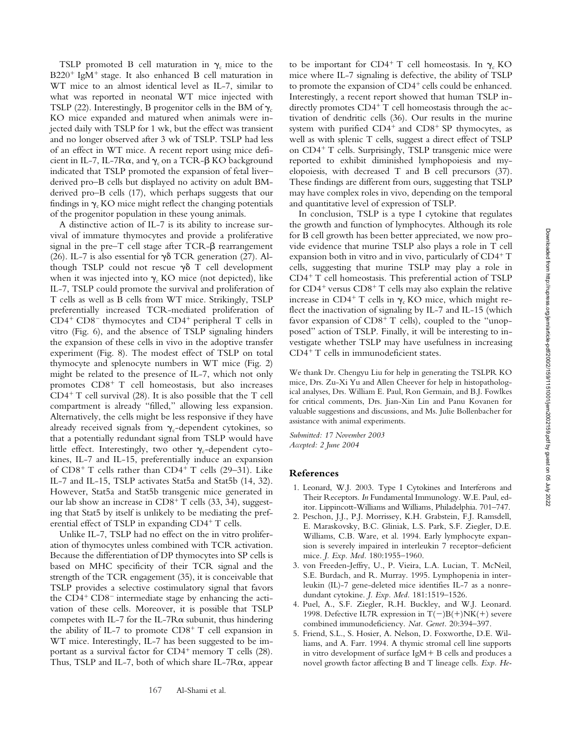TSLP promoted B cell maturation in $\gamma_c$ mice to the $B220^+$ $IgM^+$ stage. It also enhanced B cell maturation in WT mice to an almost identical level as IL-7, similar to what was reported in neonatal WT mice injected with TSLP (22). Interestingly, B progenitor cells in the BM of $\gamma_c$ KO mice expanded and matured when animals were injected daily with TSLP for 1 wk, but the effect was transient and no longer observed after 3 wk of TSLP. TSLP had less of an effect in WT mice. A recent report using mice deficient in IL-7, IL-7R$\alpha$, and $\gamma_c$ on a TCR-$\beta$ KO background indicated that TSLP promoted the expansion of fetal liver–derived pro–B cells but displayed no activity on adult BM-derived pro–B cells (17), which perhaps suggests that our findings in $\gamma_c$ KO mice might reflect the changing potentials of the progenitor population in these young animals.

A distinctive action of IL-7 is its ability to increase survival of immature thymocytes and provide a proliferative signal in the pre–T cell stage after TCR-$\beta$ rearrangement (26). IL-7 is also essential for $\gamma\delta$ TCR generation (27). Although TSLP could not rescue $\gamma\delta$ T cell development when it was injected into $\gamma_c$ KO mice (not depicted), like IL-7, TSLP could promote the survival and proliferation of T cells as well as B cells from WT mice. Strikingly, TSLP preferentially increased TCR-mediated proliferation of $CD4^+$ $CD8^-$ thymocytes and $CD4^+$ peripheral T cells in vitro (Fig. 6), and the absence of TSLP signaling hinders the expansion of these cells in vivo in the adoptive transfer experiment (Fig. 8). The modest effect of TSLP on total thymocyte and splenocyte numbers in WT mice (Fig. 2) might be related to the presence of IL-7, which not only promotes $CD8^+$ T cell homeostasis, but also increases $CD4^+$ T cell survival (28). It is also possible that the T cell compartment is already "filled," allowing less expansion. Alternatively, the cells might be less responsive if they have already received signals from $\gamma_c$-dependent cytokines, so that a potentially redundant signal from TSLP would have little effect. Interestingly, two other $\gamma_c$-dependent cytokines, IL-7 and IL-15, preferentially induce an expansion of $CD8^+$ T cells rather than $CD4^+$ T cells (29–31). Like IL-7 and IL-15, TSLP activates Stat5a and Stat5b (14, 32). However, Stat5a and Stat5b transgenic mice generated in our lab show an increase in $CD8^+$ T cells (33, 34), suggesting that Stat5 by itself is unlikely to be mediating the preferential effect of TSLP in expanding $CD4^+$ T cells.

Unlike IL-7, TSLP had no effect on the in vitro proliferation of thymocytes unless combined with TCR activation. Because the differentiation of DP thymocytes into SP cells is based on MHC specificity of their TCR signal and the strength of the TCR engagement (35), it is conceivable that TSLP provides a selective costimulatory signal that favors the $CD4^+$ $CD8^-$ intermediate stage by enhancing the activation of these cells. Moreover, it is possible that TSLP competes with IL-7 for the IL-7R$\alpha$ subunit, thus hindering the ability of IL-7 to promote $CD8^+$ T cell expansion in WT mice. Interestingly, IL-7 has been suggested to be important as a survival factor for $CD4^+$ memory T cells (28). Thus, TSLP and IL-7, both of which share IL-7R$\alpha$, appear to be important for $CD4^+$ T cell homeostasis. In $\gamma_c$ KO mice where IL-7 signaling is defective, the ability of TSLP to promote the expansion of $CD4^+$ cells could be enhanced. Interestingly, a recent report showed that human TSLP indirectly promotes $CD4^+$ T cell homeostasis through the activation of dendritic cells (36). Our results in the murine system with purified $CD4^+$ and $CD8^+$ SP thymocytes, as well as with splenic T cells, suggest a direct effect of TSLP on $CD4^+$ T cells. Surprisingly, TSLP transgenic mice were reported to exhibit diminished lymphopoiesis and myelopoiesis, with decreased T and B cell precursors (37). These findings are different from ours, suggesting that TSLP may have complex roles in vivo, depending on the temporal and quantitative level of expression of TSLP.

In conclusion, TSLP is a type I cytokine that regulates the growth and function of lymphocytes. Although its role for B cell growth has been better appreciated, we now provide evidence that murine TSLP also plays a role in T cell expansion both in vitro and in vivo, particularly of $CD4^+$ T cells, suggesting that murine TSLP may play a role in $CD4^+$ T cell homeostasis. This preferential action of TSLP for $CD4^+$ versus $CD8^+$ T cells may also explain the relative increase in $CD4^+$ T cells in $\gamma_c$ KO mice, which might reflect the inactivation of signaling by IL-7 and IL-15 (which favor expansion of $CD8^+$ T cells), coupled to the "unopposed" action of TSLP. Finally, it will be interesting to investigate whether TSLP may have usefulness in increasing $CD4^+$ T cells in immunodeficient states.

We thank Dr. Chengyu Liu for help in generating the TSLPR KO mice, Drs. Zu-Xi Yu and Allen Cheever for help in histopathological analyses, Drs. William E. Paul, Ron Germain, and B.J. Fowlkes for critical comments, Drs. Jian-Xin Lin and Panu Kovanen for valuable suggestions and discussions, and Ms. Julie Bollenbacher for assistance with animal experiments.

*Submitted: 17 November 2003*
*Accepted: 2 June 2004*

## References

1. Leonard, W.J. 2003. Type I Cytokines and Interferons and Their Receptors. *In* Fundamental Immunology. W.E. Paul, editor. Lippincott-Williams and Williams, Philadelphia. 701–747.
2. Peschon, J.J., P.J. Morrissey, K.H. Grabstein, F.J. Ramsdell, E. Maraskovsky, B.C. Gliniak, L.S. Park, S.F. Ziegler, D.E. Williams, C.B. Ware, et al. 1994. Early lymphocyte expansion is severely impaired in interleukin 7 receptor–deficient mice. *J. Exp. Med.* 180:1955–1960.
3. von Freeden-Jeffry, U., P. Vieira, L.A. Lucian, T. McNeil, S.E. Burdach, and R. Murray. 1995. Lymphopenia in interleukin (IL)-7 gene-deleted mice identifies IL-7 as a nonredundant cytokine. *J. Exp. Med.* 181:1519–1526.
4. Puel, A., S.F. Ziegler, R.H. Buckley, and W.J. Leonard. 1998. Defective IL7R expression in T(−)B(+)NK(+) severe combined immunodeficiency. *Nat. Genet.* 20:394–397.
5. Friend, S.L., S. Hosier, A. Nelson, D. Foxworthe, D.E. Williams, and A. Farr. 1994. A thymic stromal cell line supports in vitro development of surface IgM+ B cells and produces a novel growth factor affecting B and T lineage cells. *Exp. He-*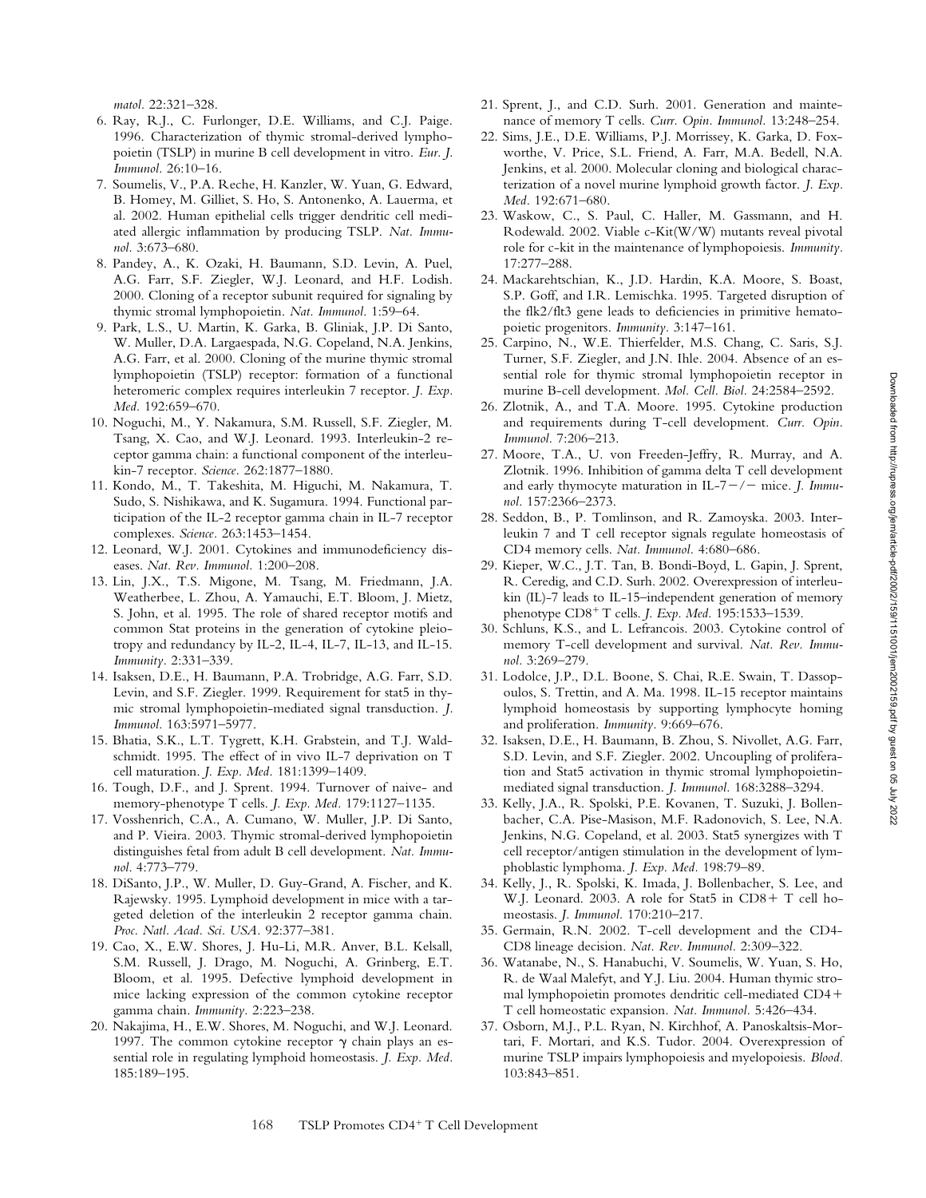matol. 22:321–328.

6. Ray, R.J., C. Furlonger, D.E. Williams, and C.J. Paige. 1996. Characterization of thymic stromal-derived lymphopoietin (TSLP) in murine B cell development in vitro. *Eur. J. Immunol.* 26:10–16.
7. Soumelis, V., P.A. Reche, H. Kanzler, W. Yuan, G. Edward, B. Homey, M. Gilliet, S. Ho, S. Antonenko, A. Lauerma, et al. 2002. Human epithelial cells trigger dendritic cell mediated allergic inflammation by producing TSLP. *Nat. Immunol.* 3:673–680.
8. Pandey, A., K. Ozaki, H. Baumann, S.D. Levin, A. Puel, A.G. Farr, S.F. Ziegler, W.J. Leonard, and H.F. Lodish. 2000. Cloning of a receptor subunit required for signaling by thymic stromal lymphopoietin. *Nat. Immunol.* 1:59–64.
9. Park, L.S., U. Martin, K. Garka, B. Gliniak, J.P. Di Santo, W. Muller, D.A. Largaespada, N.G. Copeland, N.A. Jenkins, A.G. Farr, et al. 2000. Cloning of the murine thymic stromal lymphopoietin (TSLP) receptor: formation of a functional heteromeric complex requires interleukin 7 receptor. *J. Exp. Med.* 192:659–670.
10. Noguchi, M., Y. Nakamura, S.M. Russell, S.F. Ziegler, M. Tsang, X. Cao, and W.J. Leonard. 1993. Interleukin-2 receptor gamma chain: a functional component of the interleukin-7 receptor. *Science.* 262:1877–1880.
11. Kondo, M., T. Takeshita, M. Higuchi, M. Nakamura, T. Sudo, S. Nishikawa, and K. Sugamura. 1994. Functional participation of the IL-2 receptor gamma chain in IL-7 receptor complexes. *Science.* 263:1453–1454.
12. Leonard, W.J. 2001. Cytokines and immunodeficiency diseases. *Nat. Rev. Immunol.* 1:200–208.
13. Lin, J.X., T.S. Migone, M. Tsang, M. Friedmann, J.A. Weatherbee, L. Zhou, A. Yamauchi, E.T. Bloom, J. Mietz, S. John, et al. 1995. The role of shared receptor motifs and common Stat proteins in the generation of cytokine pleiotropy and redundancy by IL-2, IL-4, IL-7, IL-13, and IL-15. *Immunity.* 2:331–339.
14. Isaksen, D.E., H. Baumann, P.A. Trobridge, A.G. Farr, S.D. Levin, and S.F. Ziegler. 1999. Requirement for stat5 in thymic stromal lymphopoietin-mediated signal transduction. *J. Immunol.* 163:5971–5977.
15. Bhatia, S.K., L.T. Tygrett, K.H. Grabstein, and T.J. Waldschmidt. 1995. The effect of in vivo IL-7 deprivation on T cell maturation. *J. Exp. Med.* 181:1399–1409.
16. Tough, D.F., and J. Sprent. 1994. Turnover of naive- and memory-phenotype T cells. *J. Exp. Med.* 179:1127–1135.
17. Vosshenrich, C.A., A. Cumano, W. Muller, J.P. Di Santo, and P. Vieira. 2003. Thymic stromal-derived lymphopoietin distinguishes fetal from adult B cell development. *Nat. Immunol.* 4:773–779.
18. DiSanto, J.P., W. Muller, D. Guy-Grand, A. Fischer, and K. Rajewsky. 1995. Lymphoid development in mice with a targeted deletion of the interleukin 2 receptor gamma chain. *Proc. Natl. Acad. Sci. USA.* 92:377–381.
19. Cao, X., E.W. Shores, J. Hu-Li, M.R. Anver, B.L. Kelsall, S.M. Russell, J. Drago, M. Noguchi, A. Grinberg, E.T. Bloom, et al. 1995. Defective lymphoid development in mice lacking expression of the common cytokine receptor gamma chain. *Immunity.* 2:223–238.
20. Nakajima, H., E.W. Shores, M. Noguchi, and W.J. Leonard. 1997. The common cytokine receptor γ chain plays an essential role in regulating lymphoid homeostasis. *J. Exp. Med.* 185:189–195.
21. Sprent, J., and C.D. Surh. 2001. Generation and maintenance of memory T cells. *Curr. Opin. Immunol.* 13:248–254.
22. Sims, J.E., D.E. Williams, P.J. Morrissey, K. Garka, D. Foxworthe, V. Price, S.L. Friend, A. Farr, M.A. Bedell, N.A. Jenkins, et al. 2000. Molecular cloning and biological characterization of a novel murine lymphoid growth factor. *J. Exp. Med.* 192:671–680.
23. Waskow, C., S. Paul, C. Haller, M. Gassmann, and H. Rodewald. 2002. Viable c-Kit(W/W) mutants reveal pivotal role for c-kit in the maintenance of lymphopoiesis. *Immunity.* 17:277–288.
24. Mackarehtschian, K., J.D. Hardin, K.A. Moore, S. Boast, S.P. Goff, and I.R. Lemischka. 1995. Targeted disruption of the flk2/flt3 gene leads to deficiencies in primitive hematopoietic progenitors. *Immunity.* 3:147–161.
25. Carpino, N., W.E. Thierfelder, M.S. Chang, C. Saris, S.J. Turner, S.F. Ziegler, and J.N. Ihle. 2004. Absence of an essential role for thymic stromal lymphopoietin receptor in murine B-cell development. *Mol. Cell. Biol.* 24:2584–2592.
26. Zlotnik, A., and T.A. Moore. 1995. Cytokine production and requirements during T-cell development. *Curr. Opin. Immunol.* 7:206–213.
27. Moore, T.A., U. von Freeden-Jeffry, R. Murray, and A. Zlotnik. 1996. Inhibition of gamma delta T cell development and early thymocyte maturation in IL-7−/− mice. *J. Immunol.* 157:2366–2373.
28. Seddon, B., P. Tomlinson, and R. Zamoyska. 2003. Interleukin 7 and T cell receptor signals regulate homeostasis of CD4 memory cells. *Nat. Immunol.* 4:680–686.
29. Kieper, W.C., J.T. Tan, B. Bondi-Boyd, L. Gapin, J. Sprent, R. Ceredig, and C.D. Surh. 2002. Overexpression of interleukin (IL)-7 leads to IL-15–independent generation of memory phenotype $CD8^+$ T cells. *J. Exp. Med.* 195:1533–1539.
30. Schluns, K.S., and L. Lefrancois. 2003. Cytokine control of memory T-cell development and survival. *Nat. Rev. Immunol.* 3:269–279.
31. Lodolce, J.P., D.L. Boone, S. Chai, R.E. Swain, T. Dassopoulos, S. Trettin, and A. Ma. 1998. IL-15 receptor maintains lymphoid homeostasis by supporting lymphocyte homing and proliferation. *Immunity.* 9:669–676.
32. Isaksen, D.E., H. Baumann, B. Zhou, S. Nivollet, A.G. Farr, S.D. Levin, and S.F. Ziegler. 2002. Uncoupling of proliferation and Stat5 activation in thymic stromal lymphopoietin-mediated signal transduction. *J. Immunol.* 168:3288–3294.
33. Kelly, J.A., R. Spolski, P.E. Kovanen, T. Suzuki, J. Bollenbacher, C.A. Pise-Masison, M.F. Radonovich, S. Lee, N.A. Jenkins, N.G. Copeland, et al. 2003. Stat5 synergizes with T cell receptor/antigen stimulation in the development of lymphoblastic lymphoma. *J. Exp. Med.* 198:79–89.
34. Kelly, J., R. Spolski, K. Imada, J. Bollenbacher, S. Lee, and W.J. Leonard. 2003. A role for Stat5 in CD8+ T cell homeostasis. *J. Immunol.* 170:210–217.
35. Germain, R.N. 2002. T-cell development and the CD4-CD8 lineage decision. *Nat. Rev. Immunol.* 2:309–322.
36. Watanabe, N., S. Hanabuchi, V. Soumelis, W. Yuan, S. Ho, R. de Waal Malefyt, and Y.J. Liu. 2004. Human thymic stromal lymphopoietin promotes dendritic cell-mediated CD4+ T cell homeostatic expansion. *Nat. Immunol.* 5:426–434.
37. Osborn, M.J., P.L. Ryan, N. Kirchhof, A. Panoskaltsis-Mortari, F. Mortari, and K.S. Tudor. 2004. Overexpression of murine TSLP impairs lymphopoiesis and myelopoiesis. *Blood.* 103:843–851.